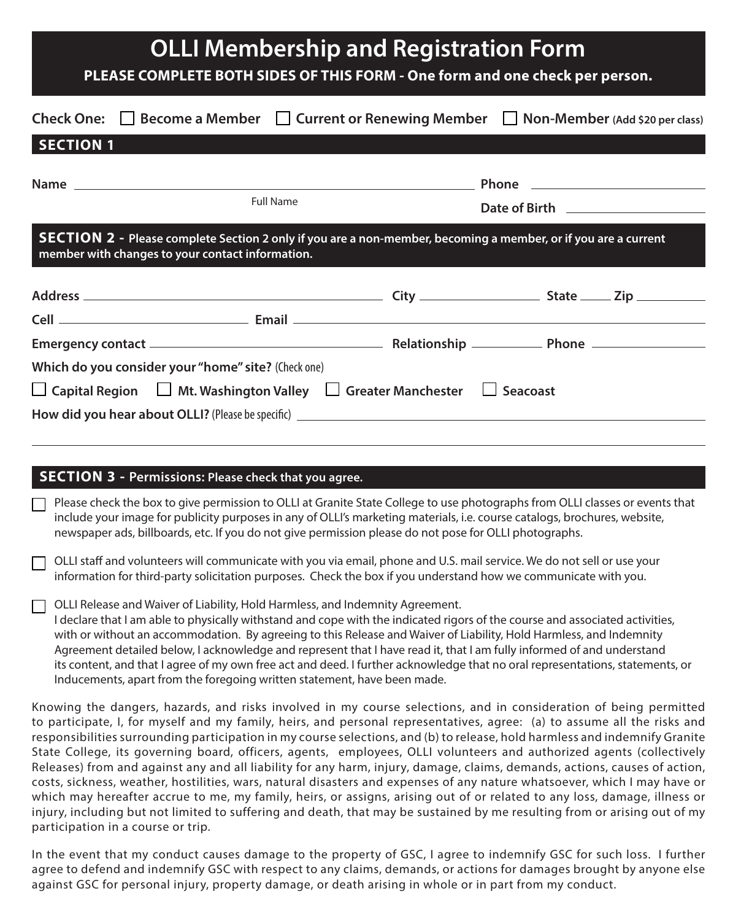# OLLI Membership and Registration Form

**PLEASE COMPLETE BOTH SIDES OF THIS FORM - One form and one check per person.**

**Check One:** ☐ **Become a Member** ☐ **Current or Renewing Member** ☐ **Non-Member** **(Add $20 per class)**

## SECTION 1

**Name** ______________________________ **Phone** ______________________
Full Name

**Date of Birth** ______________________

## SECTION 2 - Please complete Section 2 only if you are a non-member, becoming a member, or if you are a current member with changes to your contact information.

**Address** ______________________ **City** ______________ **State** _____ **Zip** __________

**Cell** ______________________ **Email** ______________________________

**Emergency contact** ______________________ **Relationship** __________ **Phone** ______________

**Which do you consider your "home" site?** (Check one)

☐ **Capital Region** ☐ **Mt. Washington Valley** ☐ **Greater Manchester** ☐ **Seacoast**

**How did you hear about OLLI?** (Please be specific) ______________________________

______________________________________________________________________

## SECTION 3 - Permissions: Please check that you agree.

☐ Please check the box to give permission to OLLI at Granite State College to use photographs from OLLI classes or events that include your image for publicity purposes in any of OLLI's marketing materials, i.e. course catalogs, brochures, website, newspaper ads, billboards, etc. If you do not give permission please do not pose for OLLI photographs.

☐ OLLI staff and volunteers will communicate with you via email, phone and U.S. mail service. We do not sell or use your information for third-party solicitation purposes. Check the box if you understand how we communicate with you.

☐ OLLI Release and Waiver of Liability, Hold Harmless, and Indemnity Agreement.
I declare that I am able to physically withstand and cope with the indicated rigors of the course and associated activities, with or without an accommodation. By agreeing to this Release and Waiver of Liability, Hold Harmless, and Indemnity Agreement detailed below, I acknowledge and represent that I have read it, that I am fully informed of and understand its content, and that I agree of my own free act and deed. I further acknowledge that no oral representations, statements, or Inducements, apart from the foregoing written statement, have been made.

Knowing the dangers, hazards, and risks involved in my course selections, and in consideration of being permitted to participate, I, for myself and my family, heirs, and personal representatives, agree: (a) to assume all the risks and responsibilities surrounding participation in my course selections, and (b) to release, hold harmless and indemnify Granite State College, its governing board, officers, agents, employees, OLLI volunteers and authorized agents (collectively Releases) from and against any and all liability for any harm, injury, damage, claims, demands, actions, causes of action, costs, sickness, weather, hostilities, wars, natural disasters and expenses of any nature whatsoever, which I may have or which may hereafter accrue to me, my family, heirs, or assigns, arising out of or related to any loss, damage, illness or injury, including but not limited to suffering and death, that may be sustained by me resulting from or arising out of my participation in a course or trip.

In the event that my conduct causes damage to the property of GSC, I agree to indemnify GSC for such loss. I further agree to defend and indemnify GSC with respect to any claims, demands, or actions for damages brought by anyone else against GSC for personal injury, property damage, or death arising in whole or in part from my conduct.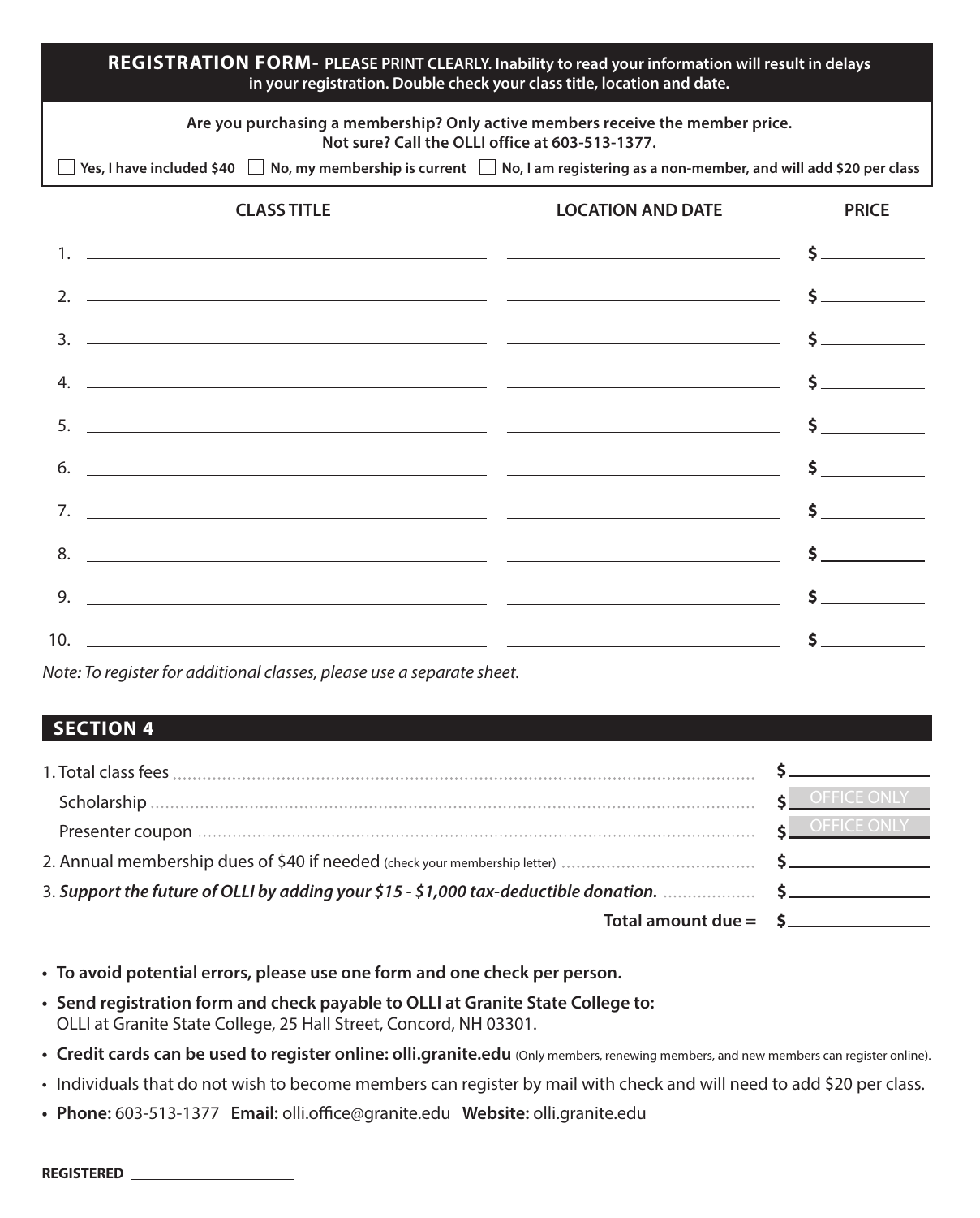## REGISTRATION FORM- PLEASE PRINT CLEARLY. Inability to read your information will result in delays in your registration. Double check your class title, location and date.

**Are you purchasing a membership? Only active members receive the member price.**
**Not sure? Call the OLLI office at 603-513-1377.**

☐ **Yes, I have included $40** ☐ **No, my membership is current** ☐ **No, I am registering as a non-member, and will add $20 per class**

| | CLASS TITLE | LOCATION AND DATE | PRICE |
|---|---|---|---|
| 1. | | | $ |
| 2. | | | $ |
| 3. | | | $ |
| 4. | | | $ |
| 5. | | | $ |
| 6. | | | $ |
| 7. | | | $ |
| 8. | | | $ |
| 9. | | | $ |
| 10. | | | $ |

*Note: To register for additional classes, please use a separate sheet.*

## SECTION 4

| | |
|---|---|
| 1. Total class fees | $ |
| Scholarship | $ OFFICE ONLY |
| Presenter coupon | $ OFFICE ONLY |
| 2. Annual membership dues of $40 if needed (check your membership letter) | $ |
| 3. ***Support the future of OLLI by adding your $15 - $1,000 tax-deductible donation.*** | $ |
| **Total amount due =** | $ |

- **To avoid potential errors, please use one form and one check per person.**
- **Send registration form and check payable to OLLI at Granite State College to:** OLLI at Granite State College, 25 Hall Street, Concord, NH 03301.
- **Credit cards can be used to register online: olli.granite.edu** (Only members, renewing members, and new members can register online).
- Individuals that do not wish to become members can register by mail with check and will need to add $20 per class.
- **Phone:** 603-513-1377 **Email:** olli.office@granite.edu **Website:** olli.granite.edu

**REGISTERED** ____________________